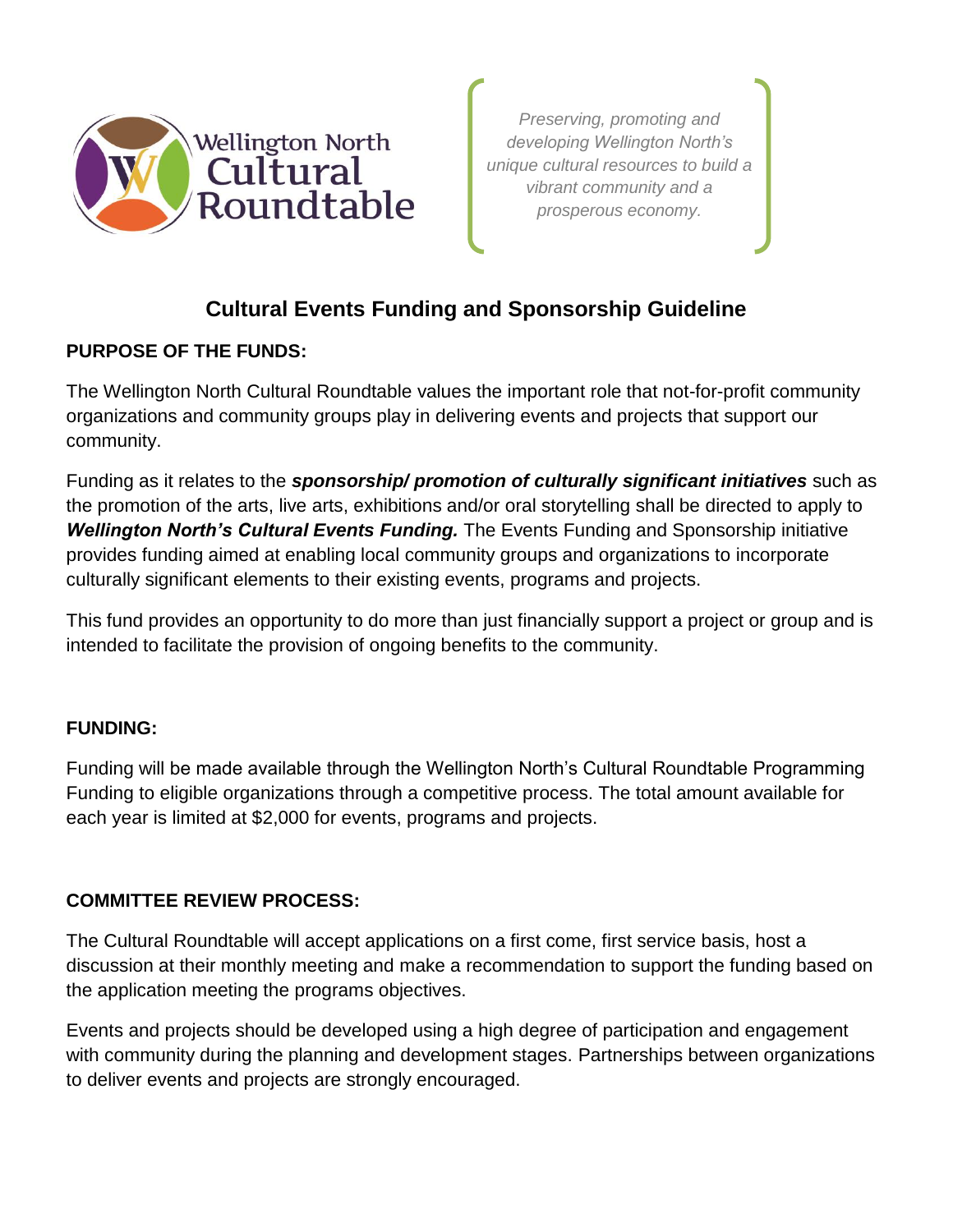Wellington North Cultural Roundtable

*Preserving, promoting and developing Wellington North's unique cultural resources to build a vibrant community and a prosperous economy.*

# Cultural Events Funding and Sponsorship Guideline

## PURPOSE OF THE FUNDS:

The Wellington North Cultural Roundtable values the important role that not-for-profit community organizations and community groups play in delivering events and projects that support our community.

Funding as it relates to the ***sponsorship/ promotion of culturally significant initiatives*** such as the promotion of the arts, live arts, exhibitions and/or oral storytelling shall be directed to apply to ***Wellington North's Cultural Events Funding.*** The Events Funding and Sponsorship initiative provides funding aimed at enabling local community groups and organizations to incorporate culturally significant elements to their existing events, programs and projects.

This fund provides an opportunity to do more than just financially support a project or group and is intended to facilitate the provision of ongoing benefits to the community.

## FUNDING:

Funding will be made available through the Wellington North's Cultural Roundtable Programming Funding to eligible organizations through a competitive process. The total amount available for each year is limited at $2,000 for events, programs and projects.

## COMMITTEE REVIEW PROCESS:

The Cultural Roundtable will accept applications on a first come, first service basis, host a discussion at their monthly meeting and make a recommendation to support the funding based on the application meeting the programs objectives.

Events and projects should be developed using a high degree of participation and engagement with community during the planning and development stages. Partnerships between organizations to deliver events and projects are strongly encouraged.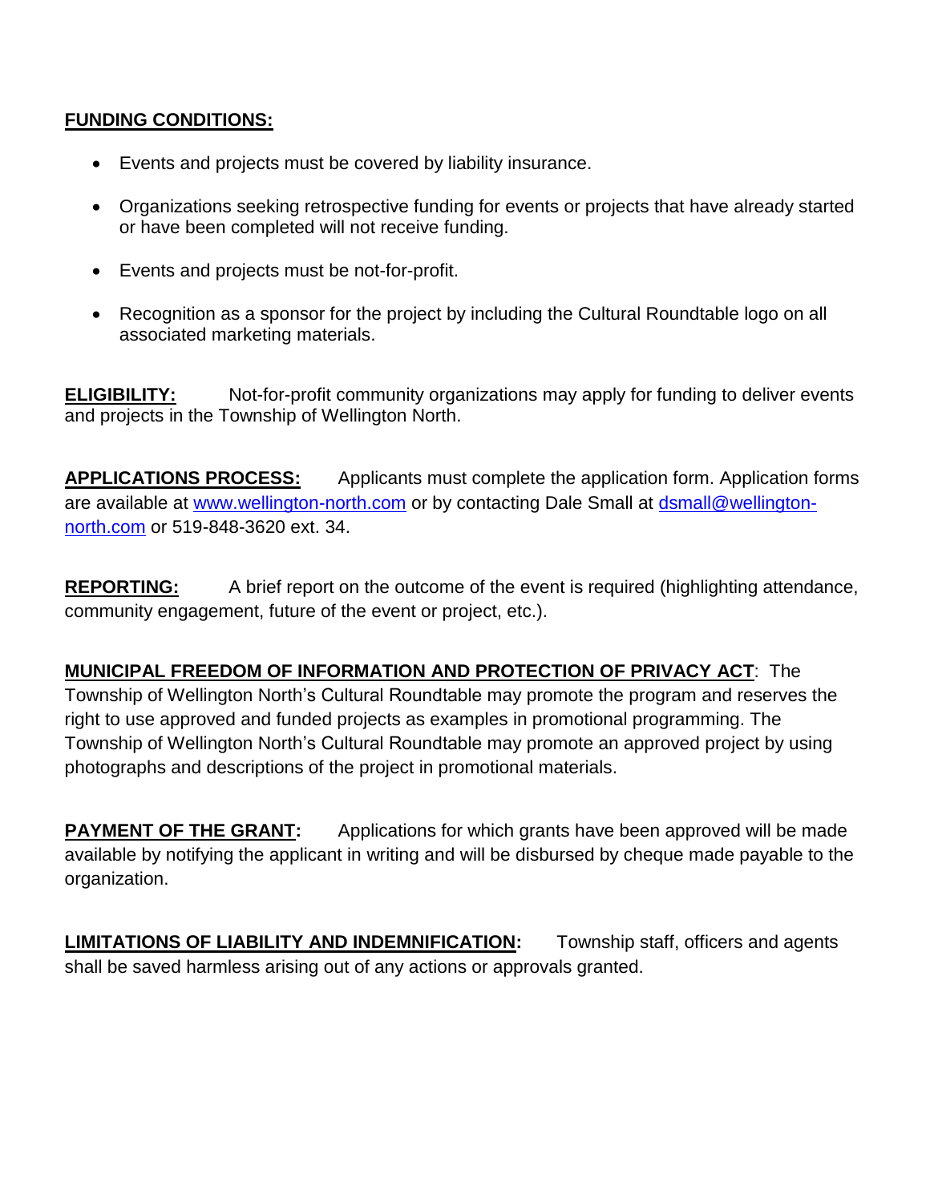**FUNDING CONDITIONS:**

- Events and projects must be covered by liability insurance.
- Organizations seeking retrospective funding for events or projects that have already started or have been completed will not receive funding.
- Events and projects must be not-for-profit.
- Recognition as a sponsor for the project by including the Cultural Roundtable logo on all associated marketing materials.

**ELIGIBILITY:** Not-for-profit community organizations may apply for funding to deliver events and projects in the Township of Wellington North.

**APPLICATIONS PROCESS:** Applicants must complete the application form. Application forms are available at www.wellington-north.com or by contacting Dale Small at dsmall@wellington-north.com or 519-848-3620 ext. 34.

**REPORTING:** A brief report on the outcome of the event is required (highlighting attendance, community engagement, future of the event or project, etc.).

**MUNICIPAL FREEDOM OF INFORMATION AND PROTECTION OF PRIVACY ACT**: The Township of Wellington North's Cultural Roundtable may promote the program and reserves the right to use approved and funded projects as examples in promotional programming. The Township of Wellington North's Cultural Roundtable may promote an approved project by using photographs and descriptions of the project in promotional materials.

**PAYMENT OF THE GRANT:** Applications for which grants have been approved will be made available by notifying the applicant in writing and will be disbursed by cheque made payable to the organization.

**LIMITATIONS OF LIABILITY AND INDEMNIFICATION:** Township staff, officers and agents shall be saved harmless arising out of any actions or approvals granted.